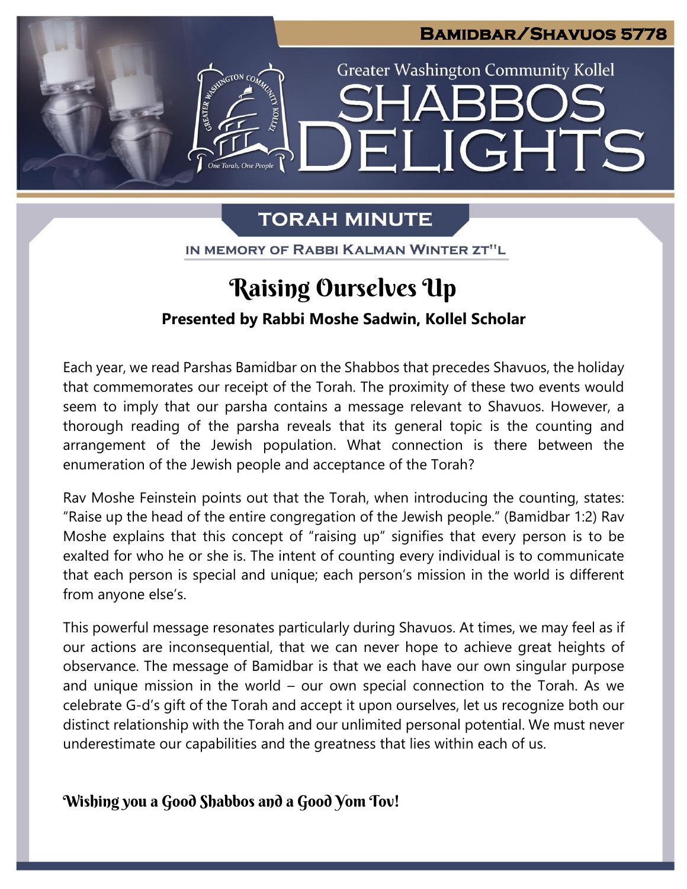**BAMIDBAR/SHAVUOS 5778**

Greater Washington Community Kollel

# SHABBOS DELIGHTS

## TORAH MINUTE

IN MEMORY OF RABBI KALMAN WINTER ZT"L

# Raising Ourselves Up

**Presented by Rabbi Moshe Sadwin, Kollel Scholar**

Each year, we read Parshas Bamidbar on the Shabbos that precedes Shavuos, the holiday that commemorates our receipt of the Torah. The proximity of these two events would seem to imply that our parsha contains a message relevant to Shavuos. However, a thorough reading of the parsha reveals that its general topic is the counting and arrangement of the Jewish population. What connection is there between the enumeration of the Jewish people and acceptance of the Torah?

Rav Moshe Feinstein points out that the Torah, when introducing the counting, states: "Raise up the head of the entire congregation of the Jewish people." (Bamidbar 1:2) Rav Moshe explains that this concept of "raising up" signifies that every person is to be exalted for who he or she is. The intent of counting every individual is to communicate that each person is special and unique; each person's mission in the world is different from anyone else's.

This powerful message resonates particularly during Shavuos. At times, we may feel as if our actions are inconsequential, that we can never hope to achieve great heights of observance. The message of Bamidbar is that we each have our own singular purpose and unique mission in the world – our own special connection to the Torah. As we celebrate G-d's gift of the Torah and accept it upon ourselves, let us recognize both our distinct relationship with the Torah and our unlimited personal potential. We must never underestimate our capabilities and the greatness that lies within each of us.

**Wishing you a Good Shabbos and a Good Yom Tov!**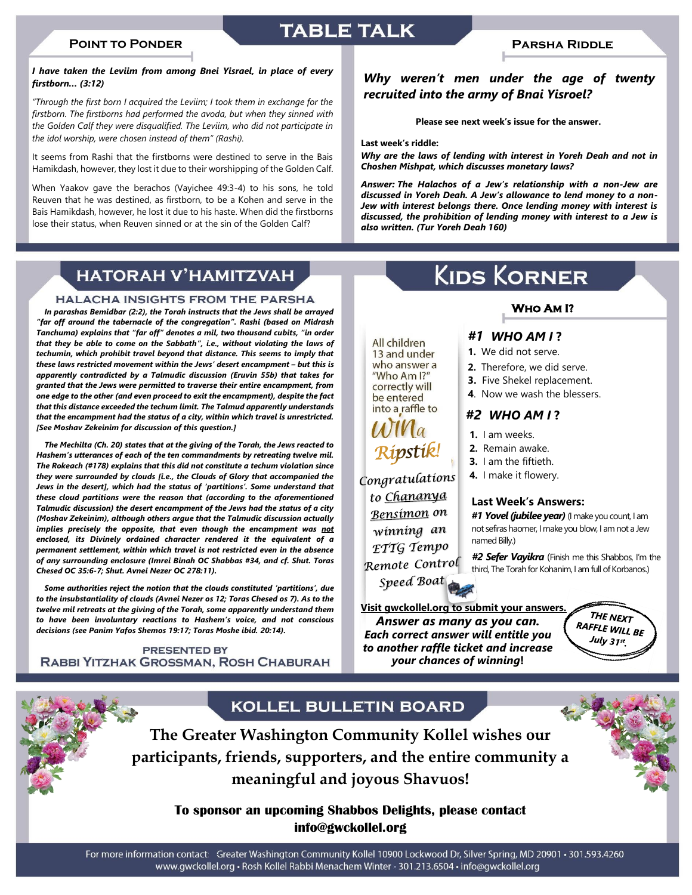# TABLE TALK

## Point to Ponder

***I have taken the Leviim from among Bnei Yisrael, in place of every firstborn... (3:12)***

*"Through the first born I acquired the Leviim; I took them in exchange for the firstborn. The firstborns had performed the avoda, but when they sinned with the Golden Calf they were disqualified. The Leviim, who did not participate in the idol worship, were chosen instead of them" (Rashi).*

It seems from Rashi that the firstborns were destined to serve in the Bais Hamikdash, however, they lost it due to their worshipping of the Golden Calf.

When Yaakov gave the berachos (Vayichee 49:3-4) to his sons, he told Reuven that he was destined, as firstborn, to be a Kohen and serve in the Bais Hamikdash, however, he lost it due to his haste. When did the firstborns lose their status, when Reuven sinned or at the sin of the Golden Calf?

## Parsha Riddle

***Why weren't men under the age of twenty recruited into the army of Bnai Yisroel?***

**Please see next week's issue for the answer.**

**Last week's riddle:**

***Why are the laws of lending with interest in Yoreh Deah and not in Choshen Mishpat, which discusses monetary laws?***

***Answer: The Halachos of a Jew's relationship with a non-Jew are discussed in Yoreh Deah. A Jew's allowance to lend money to a non-Jew with interest belongs there. Once lending money with interest is discussed, the prohibition of lending money with interest to a Jew is also written. (Tur Yoreh Deah 160)***

# HATORAH V'HAMITZVAH

## HALACHA INSIGHTS FROM THE PARSHA

***In parashas Bemidbar (2:2), the Torah instructs that the Jews shall be arrayed "far off around the tabernacle of the congregation". Rashi (based on Midrash Tanchuma) explains that "far off" denotes a mil, two thousand cubits, "in order that they be able to come on the Sabbath", i.e., without violating the laws of techumin, which prohibit travel beyond that distance. This seems to imply that these laws restricted movement within the Jews' desert encampment – but this is apparently contradicted by a Talmudic discussion (Eruvin 55b) that takes for granted that the Jews were permitted to traverse their entire encampment, from one edge to the other (and even proceed to exit the encampment), despite the fact that this distance exceeded the techum limit. The Talmud apparently understands that the encampment had the status of a city, within which travel is unrestricted. [See Moshav Zekeinim for discussion of this question.]***

***The Mechilta (Ch. 20) states that at the giving of the Torah, the Jews reacted to Hashem's utterances of each of the ten commandments by retreating twelve mil. The Rokeach (#178) explains that this did not constitute a techum violation since they were surrounded by clouds [i.e., the Clouds of Glory that accompanied the Jews in the desert], which had the status of 'partitions'. Some understand that these cloud partitions were the reason that (according to the aforementioned Talmudic discussion) the desert encampment of the Jews had the status of a city (Moshav Zekeinim), although others argue that the Talmudic discussion actually implies precisely the opposite, that even though the encampment was <u>not</u> enclosed, its Divinely ordained character rendered it the equivalent of a permanent settlement, within which travel is not restricted even in the absence of any surrounding enclosure (Imrei Binah OC Shabbas #34, and cf. Shut. Toras Chesed OC 35:6-7; Shut. Avnei Nezer OC 278:11).***

***Some authorities reject the notion that the clouds constituted 'partitions', due to the insubstantiality of clouds (Avnei Nezer os 12; Toras Chesed os 7). As to the twelve mil retreats at the giving of the Torah, some apparently understand them to have been involuntary reactions to Hashem's voice, and not conscious decisions (see Panim Yafos Shemos 19:17; Toras Moshe ibid. 20:14).***

PRESENTED BY
RABBI YITZHAK GROSSMAN, ROSH CHABURAH

# Kids Korner

## Who Am I?

All children 13 and under who answer a "Who Am I?" correctly will be entered into a raffle to Win a Ripstik!

Congratulations to Chananya Bensimon on winning an ETTG Tempo Remote Control Speed Boat

### #1 WHO AM I ?

1. We did not serve.
2. Therefore, we did serve.
3. Five Shekel replacement.
4. Now we wash the blessers.

### #2 WHO AM I ?

1. I am weeks.
2. Remain awake.
3. I am the fiftieth.
4. I make it flowery.

### Last Week's Answers:

***#1 Yovel (jubilee year)*** (I make you count, I am not sefiras haomer, I make you blow, I am not a Jew named Billy.)

***#2 Sefer Vayikra*** (Finish me this Shabbos, I'm the third, The Torah for Kohanim, I am full of Korbanos.)

**Visit gwckollel.org to submit your answers.**
***Answer as many as you can. Each correct answer will entitle you to another raffle ticket and increase your chances of winning!***

THE NEXT RAFFLE WILL BE July 31st.

# KOLLEL BULLETIN BOARD

**The Greater Washington Community Kollel wishes our participants, friends, supporters, and the entire community a meaningful and joyous Shavuos!**

**To sponsor an upcoming Shabbos Delights, please contact info@gwckollel.org**

For more information contact: Greater Washington Community Kollel 10900 Lockwood Dr, Silver Spring, MD 20901 • 301.593.4260
www.gwckollel.org • Rosh Kollel Rabbi Menachem Winter - 301.213.6504 • info@gwckollel.org